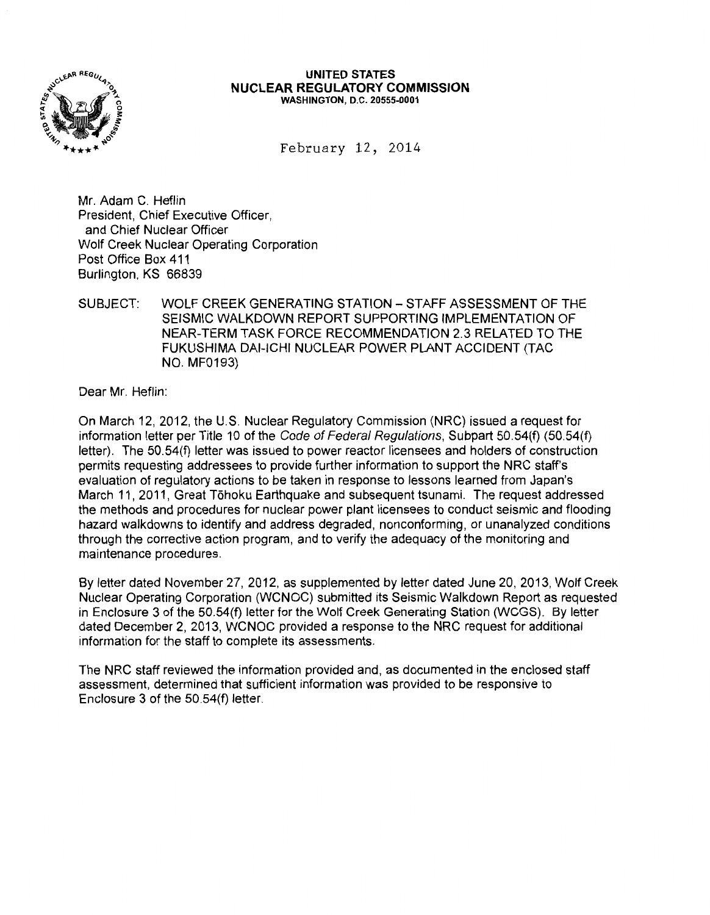**UNITED STATES**
**NUCLEAR REGULATORY COMMISSION**
WASHINGTON, D.C. 20555-0001

February 12, 2014

Mr. Adam C. Heflin
President, Chief Executive Officer,
and Chief Nuclear Officer
Wolf Creek Nuclear Operating Corporation
Post Office Box 411
Burlington, KS 66839

SUBJECT: WOLF CREEK GENERATING STATION – STAFF ASSESSMENT OF THE SEISMIC WALKDOWN REPORT SUPPORTING IMPLEMENTATION OF NEAR-TERM TASK FORCE RECOMMENDATION 2.3 RELATED TO THE FUKUSHIMA DAI-ICHI NUCLEAR POWER PLANT ACCIDENT (TAC NO. MF0193)

Dear Mr. Heflin:

On March 12, 2012, the U.S. Nuclear Regulatory Commission (NRC) issued a request for information letter per Title 10 of the *Code of Federal Regulations*, Subpart 50.54(f) (50.54(f) letter). The 50.54(f) letter was issued to power reactor licensees and holders of construction permits requesting addressees to provide further information to support the NRC staff's evaluation of regulatory actions to be taken in response to lessons learned from Japan's March 11, 2011, Great Tōhoku Earthquake and subsequent tsunami. The request addressed the methods and procedures for nuclear power plant licensees to conduct seismic and flooding hazard walkdowns to identify and address degraded, nonconforming, or unanalyzed conditions through the corrective action program, and to verify the adequacy of the monitoring and maintenance procedures.

By letter dated November 27, 2012, as supplemented by letter dated June 20, 2013, Wolf Creek Nuclear Operating Corporation (WCNOC) submitted its Seismic Walkdown Report as requested in Enclosure 3 of the 50.54(f) letter for the Wolf Creek Generating Station (WCGS). By letter dated December 2, 2013, WCNOC provided a response to the NRC request for additional information for the staff to complete its assessments.

The NRC staff reviewed the information provided and, as documented in the enclosed staff assessment, determined that sufficient information was provided to be responsive to Enclosure 3 of the 50.54(f) letter.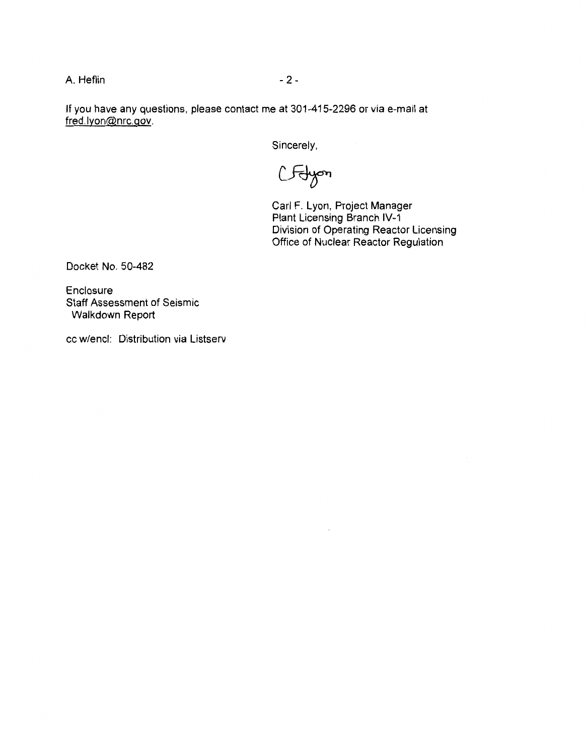If you have any questions, please contact me at 301-415-2296 or via e-mail at fred.lyon@nrc.gov.

Sincerely,

Carl F. Lyon, Project Manager
Plant Licensing Branch IV-1
Division of Operating Reactor Licensing
Office of Nuclear Reactor Regulation

Docket No. 50-482

Enclosure
Staff Assessment of Seismic
Walkdown Report

cc w/encl: Distribution via Listserv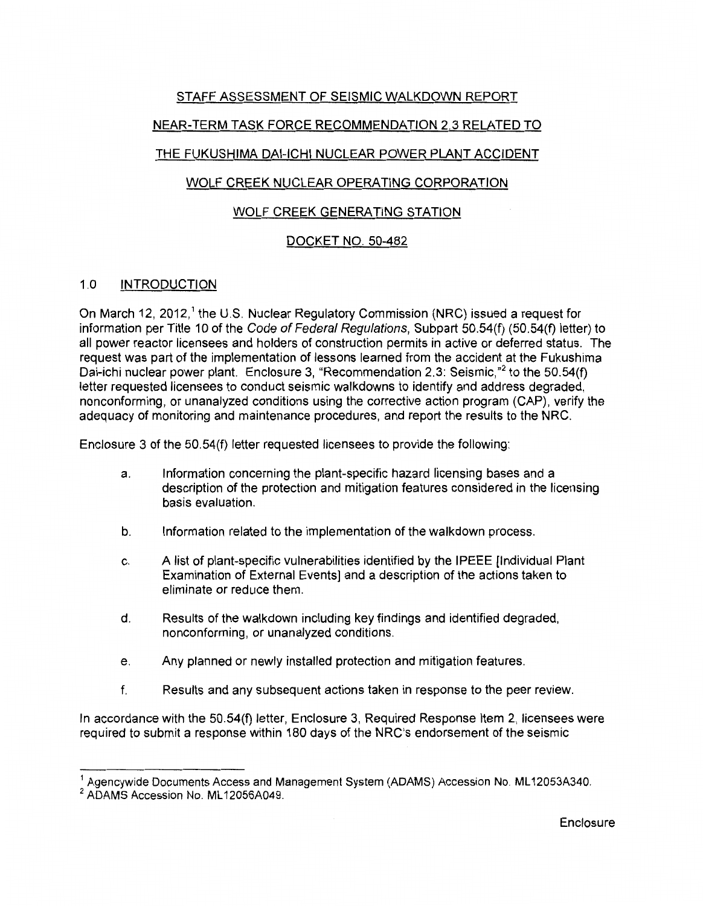STAFF ASSESSMENT OF SEISMIC WALKDOWN REPORT

NEAR-TERM TASK FORCE RECOMMENDATION 2.3 RELATED TO

THE FUKUSHIMA DAI-ICHI NUCLEAR POWER PLANT ACCIDENT

WOLF CREEK NUCLEAR OPERATING CORPORATION

WOLF CREEK GENERATING STATION

DOCKET NO. 50-482

## 1.0 INTRODUCTION

On March 12, 2012,[1] the U.S. Nuclear Regulatory Commission (NRC) issued a request for information per Title 10 of the *Code of Federal Regulations*, Subpart 50.54(f) (50.54(f) letter) to all power reactor licensees and holders of construction permits in active or deferred status. The request was part of the implementation of lessons learned from the accident at the Fukushima Dai-ichi nuclear power plant. Enclosure 3, "Recommendation 2.3: Seismic,"[2] to the 50.54(f) letter requested licensees to conduct seismic walkdowns to identify and address degraded, nonconforming, or unanalyzed conditions using the corrective action program (CAP), verify the adequacy of monitoring and maintenance procedures, and report the results to the NRC.

Enclosure 3 of the 50.54(f) letter requested licensees to provide the following:

a. Information concerning the plant-specific hazard licensing bases and a description of the protection and mitigation features considered in the licensing basis evaluation.

b. Information related to the implementation of the walkdown process.

c. A list of plant-specific vulnerabilities identified by the IPEEE [Individual Plant Examination of External Events] and a description of the actions taken to eliminate or reduce them.

d. Results of the walkdown including key findings and identified degraded, nonconforming, or unanalyzed conditions.

e. Any planned or newly installed protection and mitigation features.

f. Results and any subsequent actions taken in response to the peer review.

In accordance with the 50.54(f) letter, Enclosure 3, Required Response Item 2, licensees were required to submit a response within 180 days of the NRC's endorsement of the seismic

---

[1] Agencywide Documents Access and Management System (ADAMS) Accession No. ML12053A340.

[2] ADAMS Accession No. ML12056A049.

Enclosure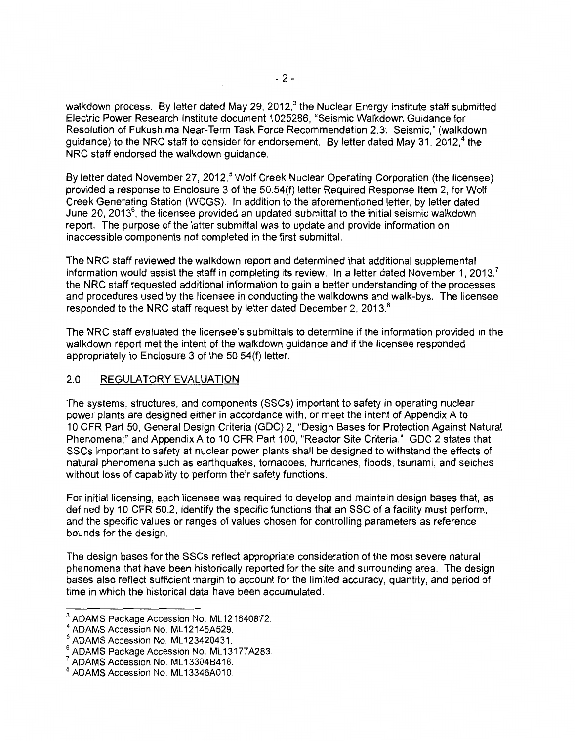walkdown process. By letter dated May 29, 2012,[3] the Nuclear Energy Institute staff submitted Electric Power Research Institute document 1025286, "Seismic Walkdown Guidance for Resolution of Fukushima Near-Term Task Force Recommendation 2.3: Seismic," (walkdown guidance) to the NRC staff to consider for endorsement. By letter dated May 31, 2012,[4] the NRC staff endorsed the walkdown guidance.

By letter dated November 27, 2012,[5] Wolf Creek Nuclear Operating Corporation (the licensee) provided a response to Enclosure 3 of the 50.54(f) letter Required Response Item 2, for Wolf Creek Generating Station (WCGS). In addition to the aforementioned letter, by letter dated June 20, 2013[6], the licensee provided an updated submittal to the initial seismic walkdown report. The purpose of the latter submittal was to update and provide information on inaccessible components not completed in the first submittal.

The NRC staff reviewed the walkdown report and determined that additional supplemental information would assist the staff in completing its review. In a letter dated November 1, 2013,[7] the NRC staff requested additional information to gain a better understanding of the processes and procedures used by the licensee in conducting the walkdowns and walk-bys. The licensee responded to the NRC staff request by letter dated December 2, 2013.[8]

The NRC staff evaluated the licensee's submittals to determine if the information provided in the walkdown report met the intent of the walkdown guidance and if the licensee responded appropriately to Enclosure 3 of the 50.54(f) letter.

## 2.0 REGULATORY EVALUATION

The systems, structures, and components (SSCs) important to safety in operating nuclear power plants are designed either in accordance with, or meet the intent of Appendix A to 10 CFR Part 50, General Design Criteria (GDC) 2, "Design Bases for Protection Against Natural Phenomena;" and Appendix A to 10 CFR Part 100, "Reactor Site Criteria." GDC 2 states that SSCs important to safety at nuclear power plants shall be designed to withstand the effects of natural phenomena such as earthquakes, tornadoes, hurricanes, floods, tsunami, and seiches without loss of capability to perform their safety functions.

For initial licensing, each licensee was required to develop and maintain design bases that, as defined by 10 CFR 50.2, identify the specific functions that an SSC of a facility must perform, and the specific values or ranges of values chosen for controlling parameters as reference bounds for the design.

The design bases for the SSCs reflect appropriate consideration of the most severe natural phenomena that have been historically reported for the site and surrounding area. The design bases also reflect sufficient margin to account for the limited accuracy, quantity, and period of time in which the historical data have been accumulated.

---

[3] ADAMS Package Accession No. ML121640872.
[4] ADAMS Accession No. ML12145A529.
[5] ADAMS Accession No. ML123420431.
[6] ADAMS Package Accession No. ML13177A283.
[7] ADAMS Accession No. ML13304B418.
[8] ADAMS Accession No. ML13346A010.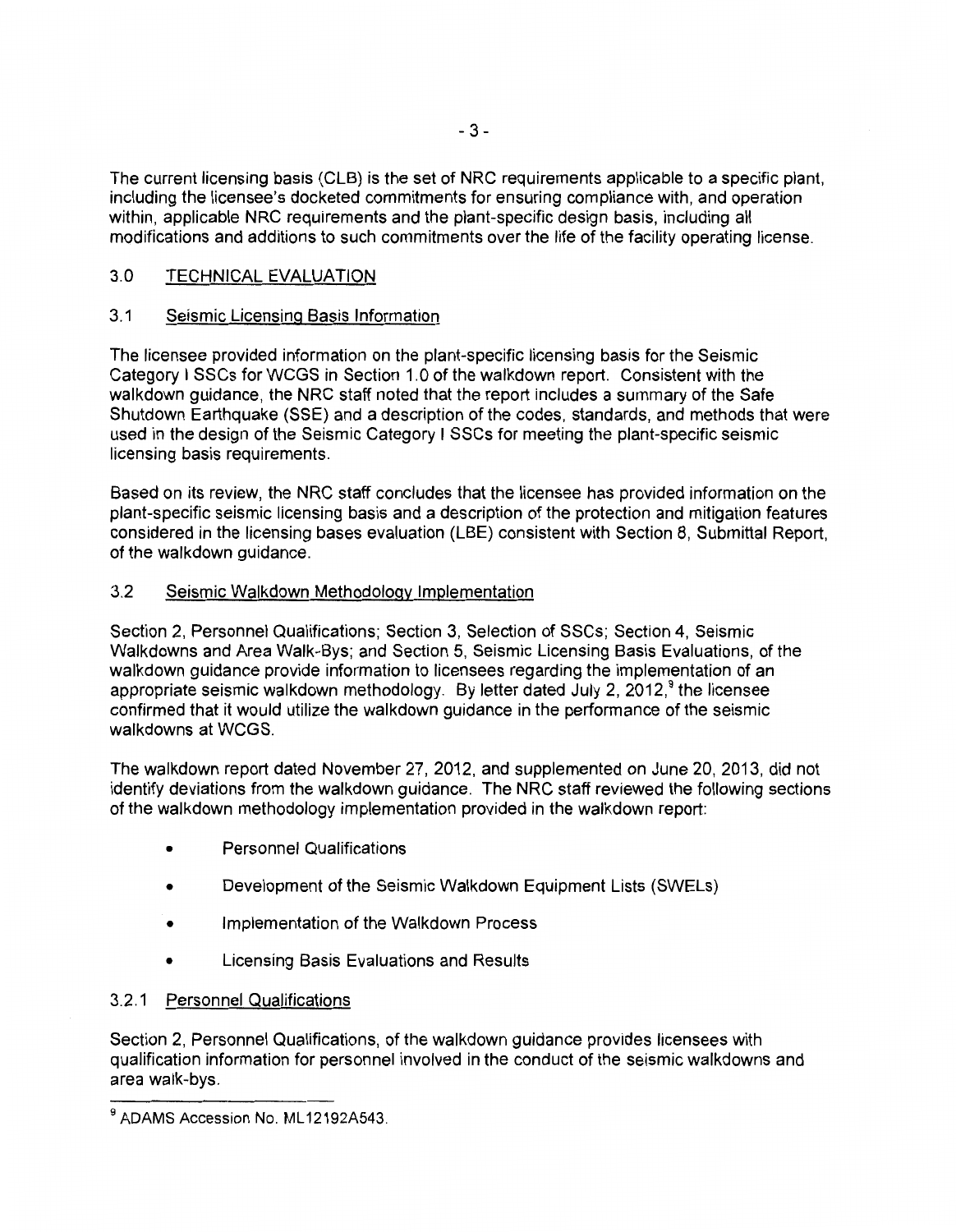The current licensing basis (CLB) is the set of NRC requirements applicable to a specific plant, including the licensee's docketed commitments for ensuring compliance with, and operation within, applicable NRC requirements and the plant-specific design basis, including all modifications and additions to such commitments over the life of the facility operating license.

## 3.0 TECHNICAL EVALUATION

### 3.1 Seismic Licensing Basis Information

The licensee provided information on the plant-specific licensing basis for the Seismic Category I SSCs for WCGS in Section 1.0 of the walkdown report. Consistent with the walkdown guidance, the NRC staff noted that the report includes a summary of the Safe Shutdown Earthquake (SSE) and a description of the codes, standards, and methods that were used in the design of the Seismic Category I SSCs for meeting the plant-specific seismic licensing basis requirements.

Based on its review, the NRC staff concludes that the licensee has provided information on the plant-specific seismic licensing basis and a description of the protection and mitigation features considered in the licensing bases evaluation (LBE) consistent with Section 8, Submittal Report, of the walkdown guidance.

### 3.2 Seismic Walkdown Methodology Implementation

Section 2, Personnel Qualifications; Section 3, Selection of SSCs; Section 4, Seismic Walkdowns and Area Walk-Bys; and Section 5, Seismic Licensing Basis Evaluations, of the walkdown guidance provide information to licensees regarding the implementation of an appropriate seismic walkdown methodology. By letter dated July 2, 2012,[9] the licensee confirmed that it would utilize the walkdown guidance in the performance of the seismic walkdowns at WCGS.

The walkdown report dated November 27, 2012, and supplemented on June 20, 2013, did not identify deviations from the walkdown guidance. The NRC staff reviewed the following sections of the walkdown methodology implementation provided in the walkdown report:

- Personnel Qualifications
- Development of the Seismic Walkdown Equipment Lists (SWELs)
- Implementation of the Walkdown Process
- Licensing Basis Evaluations and Results

#### 3.2.1 Personnel Qualifications

Section 2, Personnel Qualifications, of the walkdown guidance provides licensees with qualification information for personnel involved in the conduct of the seismic walkdowns and area walk-bys.

---

[9] ADAMS Accession No. ML12192A543.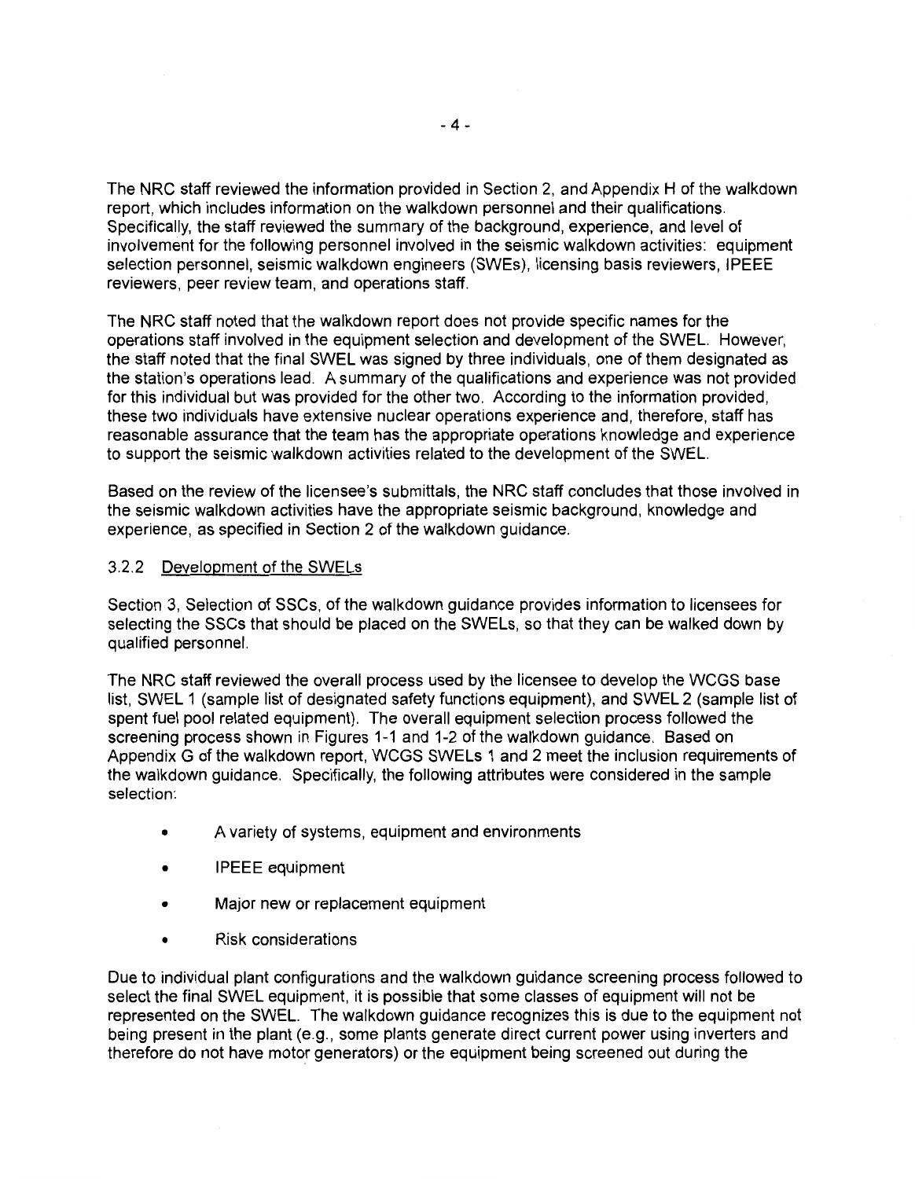The NRC staff reviewed the information provided in Section 2, and Appendix H of the walkdown report, which includes information on the walkdown personnel and their qualifications. Specifically, the staff reviewed the summary of the background, experience, and level of involvement for the following personnel involved in the seismic walkdown activities: equipment selection personnel, seismic walkdown engineers (SWEs), licensing basis reviewers, IPEEE reviewers, peer review team, and operations staff.

The NRC staff noted that the walkdown report does not provide specific names for the operations staff involved in the equipment selection and development of the SWEL. However, the staff noted that the final SWEL was signed by three individuals, one of them designated as the station's operations lead. A summary of the qualifications and experience was not provided for this individual but was provided for the other two. According to the information provided, these two individuals have extensive nuclear operations experience and, therefore, staff has reasonable assurance that the team has the appropriate operations knowledge and experience to support the seismic walkdown activities related to the development of the SWEL.

Based on the review of the licensee's submittals, the NRC staff concludes that those involved in the seismic walkdown activities have the appropriate seismic background, knowledge and experience, as specified in Section 2 of the walkdown guidance.

### 3.2.2 Development of the SWELs

Section 3, Selection of SSCs, of the walkdown guidance provides information to licensees for selecting the SSCs that should be placed on the SWELs, so that they can be walked down by qualified personnel.

The NRC staff reviewed the overall process used by the licensee to develop the WCGS base list, SWEL 1 (sample list of designated safety functions equipment), and SWEL 2 (sample list of spent fuel pool related equipment). The overall equipment selection process followed the screening process shown in Figures 1-1 and 1-2 of the walkdown guidance. Based on Appendix G of the walkdown report, WCGS SWELs 1 and 2 meet the inclusion requirements of the walkdown guidance. Specifically, the following attributes were considered in the sample selection:

- A variety of systems, equipment and environments
- IPEEE equipment
- Major new or replacement equipment
- Risk considerations

Due to individual plant configurations and the walkdown guidance screening process followed to select the final SWEL equipment, it is possible that some classes of equipment will not be represented on the SWEL. The walkdown guidance recognizes this is due to the equipment not being present in the plant (e.g., some plants generate direct current power using inverters and therefore do not have motor generators) or the equipment being screened out during the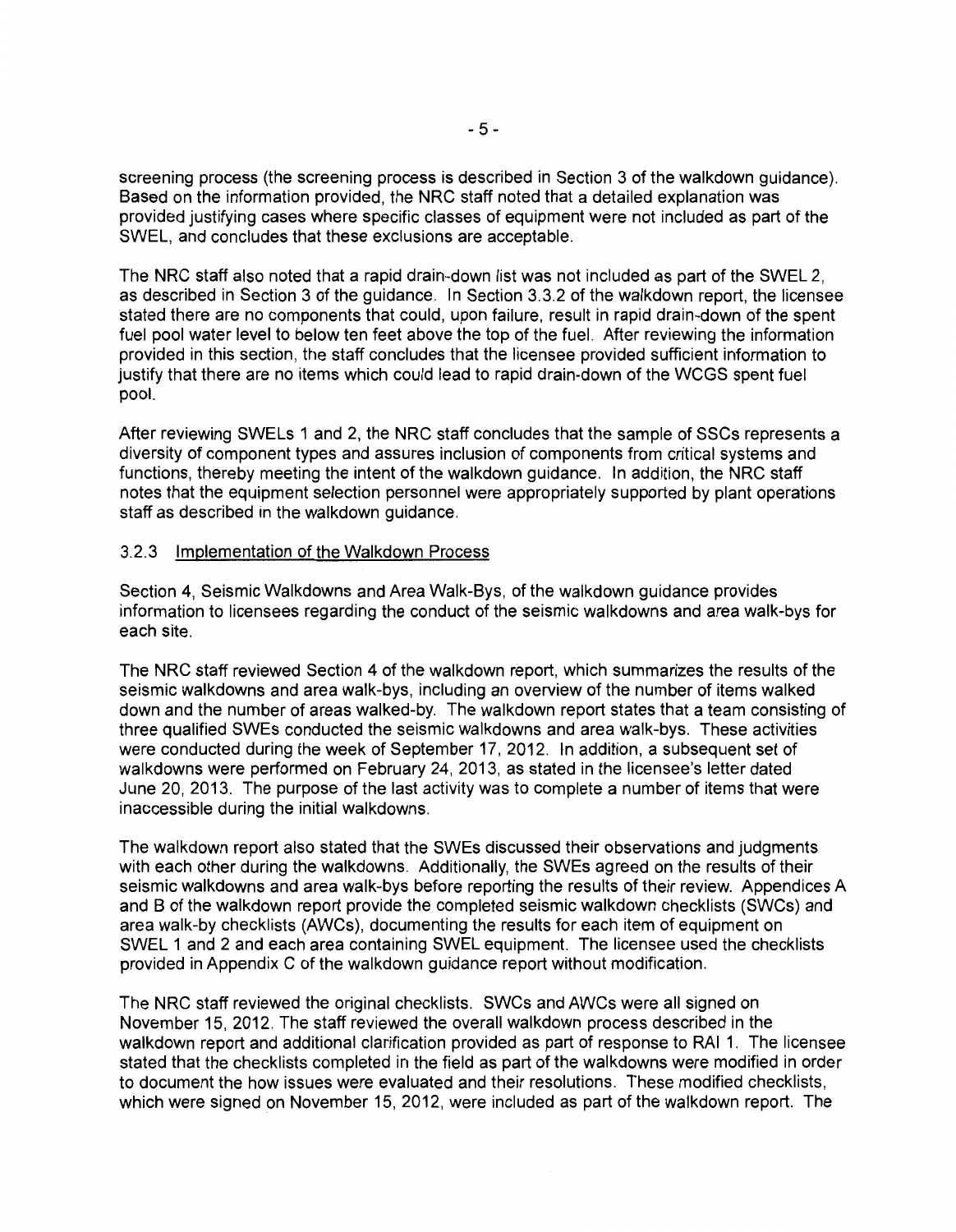screening process (the screening process is described in Section 3 of the walkdown guidance). Based on the information provided, the NRC staff noted that a detailed explanation was provided justifying cases where specific classes of equipment were not included as part of the SWEL, and concludes that these exclusions are acceptable.

The NRC staff also noted that a rapid drain-down list was not included as part of the SWEL 2, as described in Section 3 of the guidance. In Section 3.3.2 of the walkdown report, the licensee stated there are no components that could, upon failure, result in rapid drain-down of the spent fuel pool water level to below ten feet above the top of the fuel. After reviewing the information provided in this section, the staff concludes that the licensee provided sufficient information to justify that there are no items which could lead to rapid drain-down of the WCGS spent fuel pool.

After reviewing SWELs 1 and 2, the NRC staff concludes that the sample of SSCs represents a diversity of component types and assures inclusion of components from critical systems and functions, thereby meeting the intent of the walkdown guidance. In addition, the NRC staff notes that the equipment selection personnel were appropriately supported by plant operations staff as described in the walkdown guidance.

### 3.2.3 Implementation of the Walkdown Process

Section 4, Seismic Walkdowns and Area Walk-Bys, of the walkdown guidance provides information to licensees regarding the conduct of the seismic walkdowns and area walk-bys for each site.

The NRC staff reviewed Section 4 of the walkdown report, which summarizes the results of the seismic walkdowns and area walk-bys, including an overview of the number of items walked down and the number of areas walked-by. The walkdown report states that a team consisting of three qualified SWEs conducted the seismic walkdowns and area walk-bys. These activities were conducted during the week of September 17, 2012. In addition, a subsequent set of walkdowns were performed on February 24, 2013, as stated in the licensee's letter dated June 20, 2013. The purpose of the last activity was to complete a number of items that were inaccessible during the initial walkdowns.

The walkdown report also stated that the SWEs discussed their observations and judgments with each other during the walkdowns. Additionally, the SWEs agreed on the results of their seismic walkdowns and area walk-bys before reporting the results of their review. Appendices A and B of the walkdown report provide the completed seismic walkdown checklists (SWCs) and area walk-by checklists (AWCs), documenting the results for each item of equipment on SWEL 1 and 2 and each area containing SWEL equipment. The licensee used the checklists provided in Appendix C of the walkdown guidance report without modification.

The NRC staff reviewed the original checklists. SWCs and AWCs were all signed on November 15, 2012. The staff reviewed the overall walkdown process described in the walkdown report and additional clarification provided as part of response to RAI 1. The licensee stated that the checklists completed in the field as part of the walkdowns were modified in order to document the how issues were evaluated and their resolutions. These modified checklists, which were signed on November 15, 2012, were included as part of the walkdown report. The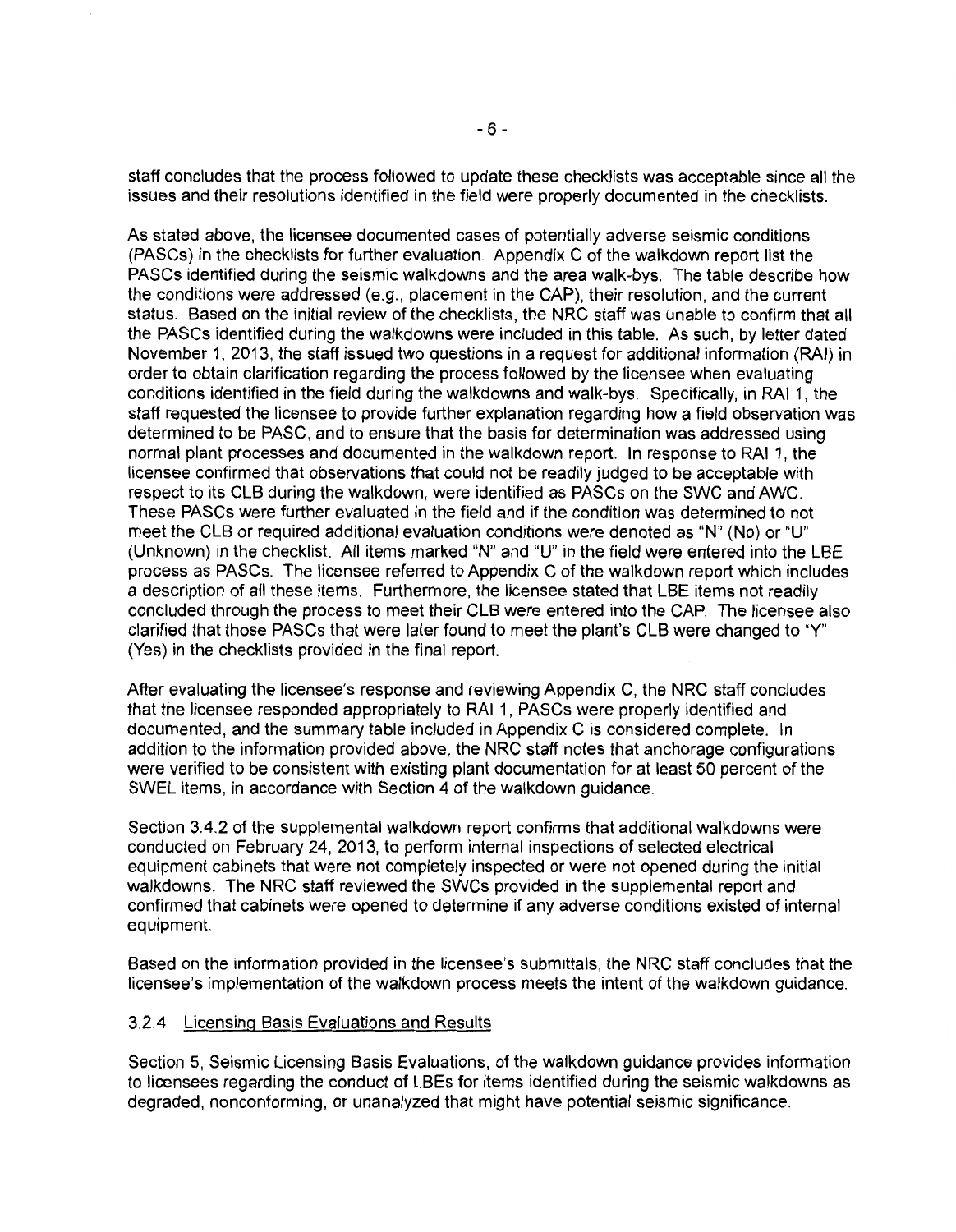staff concludes that the process followed to update these checklists was acceptable since all the issues and their resolutions identified in the field were properly documented in the checklists.

As stated above, the licensee documented cases of potentially adverse seismic conditions (PASCs) in the checklists for further evaluation. Appendix C of the walkdown report list the PASCs identified during the seismic walkdowns and the area walk-bys. The table describe how the conditions were addressed (e.g., placement in the CAP), their resolution, and the current status. Based on the initial review of the checklists, the NRC staff was unable to confirm that all the PASCs identified during the walkdowns were included in this table. As such, by letter dated November 1, 2013, the staff issued two questions in a request for additional information (RAI) in order to obtain clarification regarding the process followed by the licensee when evaluating conditions identified in the field during the walkdowns and walk-bys. Specifically, in RAI 1, the staff requested the licensee to provide further explanation regarding how a field observation was determined to be PASC, and to ensure that the basis for determination was addressed using normal plant processes and documented in the walkdown report. In response to RAI 1, the licensee confirmed that observations that could not be readily judged to be acceptable with respect to its CLB during the walkdown, were identified as PASCs on the SWC and AWC. These PASCs were further evaluated in the field and if the condition was determined to not meet the CLB or required additional evaluation conditions were denoted as "N" (No) or "U" (Unknown) in the checklist. All items marked "N" and "U" in the field were entered into the LBE process as PASCs. The licensee referred to Appendix C of the walkdown report which includes a description of all these items. Furthermore, the licensee stated that LBE items not readily concluded through the process to meet their CLB were entered into the CAP. The licensee also clarified that those PASCs that were later found to meet the plant's CLB were changed to "Y" (Yes) in the checklists provided in the final report.

After evaluating the licensee's response and reviewing Appendix C, the NRC staff concludes that the licensee responded appropriately to RAI 1, PASCs were properly identified and documented, and the summary table included in Appendix C is considered complete. In addition to the information provided above, the NRC staff notes that anchorage configurations were verified to be consistent with existing plant documentation for at least 50 percent of the SWEL items, in accordance with Section 4 of the walkdown guidance.

Section 3.4.2 of the supplemental walkdown report confirms that additional walkdowns were conducted on February 24, 2013, to perform internal inspections of selected electrical equipment cabinets that were not completely inspected or were not opened during the initial walkdowns. The NRC staff reviewed the SWCs provided in the supplemental report and confirmed that cabinets were opened to determine if any adverse conditions existed of internal equipment.

Based on the information provided in the licensee's submittals, the NRC staff concludes that the licensee's implementation of the walkdown process meets the intent of the walkdown guidance.

### 3.2.4 Licensing Basis Evaluations and Results

Section 5, Seismic Licensing Basis Evaluations, of the walkdown guidance provides information to licensees regarding the conduct of LBEs for items identified during the seismic walkdowns as degraded, nonconforming, or unanalyzed that might have potential seismic significance.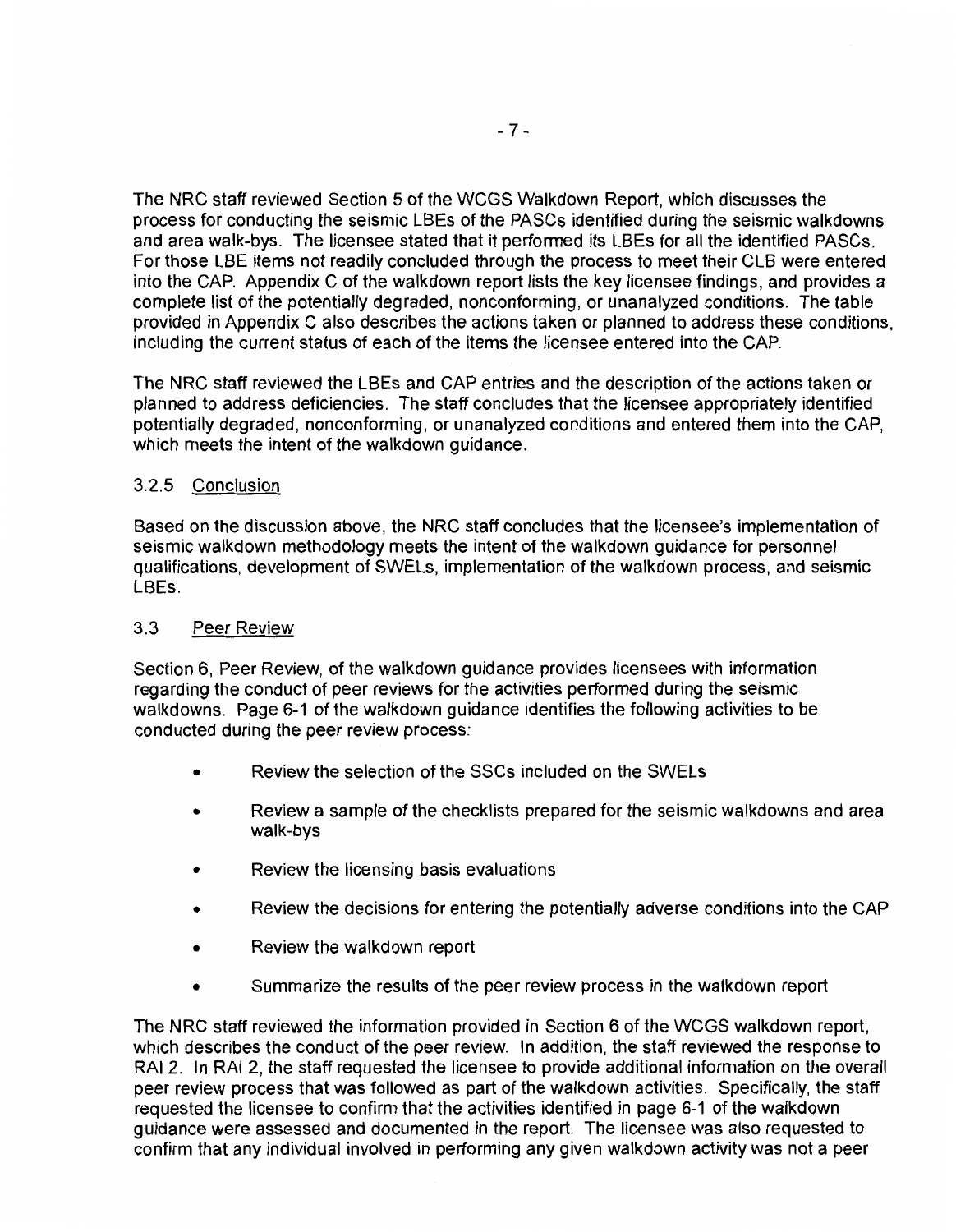The NRC staff reviewed Section 5 of the WCGS Walkdown Report, which discusses the process for conducting the seismic LBEs of the PASCs identified during the seismic walkdowns and area walk-bys. The licensee stated that it performed its LBEs for all the identified PASCs. For those LBE items not readily concluded through the process to meet their CLB were entered into the CAP. Appendix C of the walkdown report lists the key licensee findings, and provides a complete list of the potentially degraded, nonconforming, or unanalyzed conditions. The table provided in Appendix C also describes the actions taken or planned to address these conditions, including the current status of each of the items the licensee entered into the CAP.

The NRC staff reviewed the LBEs and CAP entries and the description of the actions taken or planned to address deficiencies. The staff concludes that the licensee appropriately identified potentially degraded, nonconforming, or unanalyzed conditions and entered them into the CAP, which meets the intent of the walkdown guidance.

#### 3.2.5 Conclusion

Based on the discussion above, the NRC staff concludes that the licensee's implementation of seismic walkdown methodology meets the intent of the walkdown guidance for personnel qualifications, development of SWELs, implementation of the walkdown process, and seismic LBEs.

### 3.3 Peer Review

Section 6, Peer Review, of the walkdown guidance provides licensees with information regarding the conduct of peer reviews for the activities performed during the seismic walkdowns. Page 6-1 of the walkdown guidance identifies the following activities to be conducted during the peer review process:

- Review the selection of the SSCs included on the SWELs
- Review a sample of the checklists prepared for the seismic walkdowns and area walk-bys
- Review the licensing basis evaluations
- Review the decisions for entering the potentially adverse conditions into the CAP
- Review the walkdown report
- Summarize the results of the peer review process in the walkdown report

The NRC staff reviewed the information provided in Section 6 of the WCGS walkdown report, which describes the conduct of the peer review. In addition, the staff reviewed the response to RAI 2. In RAI 2, the staff requested the licensee to provide additional information on the overall peer review process that was followed as part of the walkdown activities. Specifically, the staff requested the licensee to confirm that the activities identified in page 6-1 of the walkdown guidance were assessed and documented in the report. The licensee was also requested to confirm that any individual involved in performing any given walkdown activity was not a peer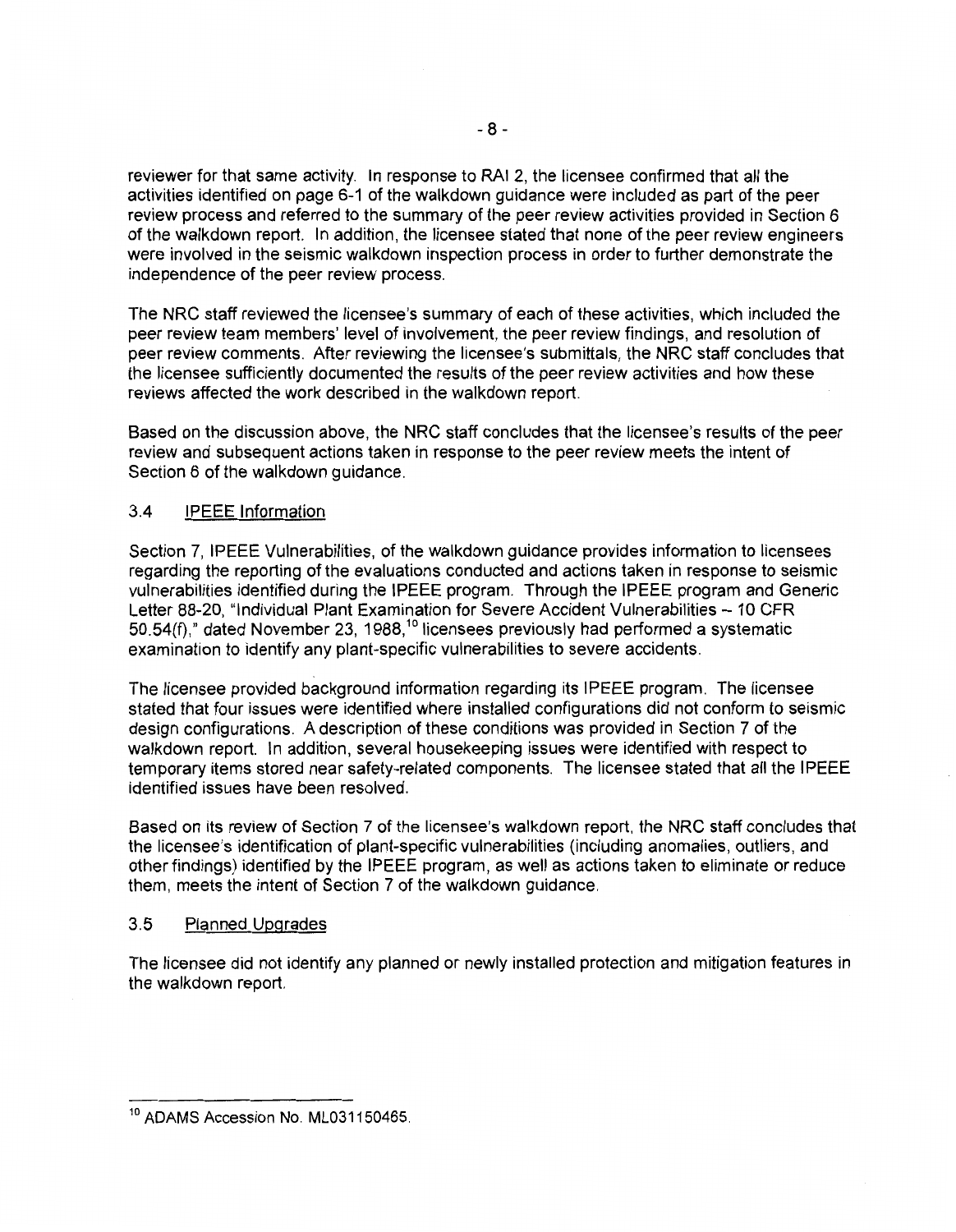reviewer for that same activity. In response to RAI 2, the licensee confirmed that all the activities identified on page 6-1 of the walkdown guidance were included as part of the peer review process and referred to the summary of the peer review activities provided in Section 6 of the walkdown report. In addition, the licensee stated that none of the peer review engineers were involved in the seismic walkdown inspection process in order to further demonstrate the independence of the peer review process.

The NRC staff reviewed the licensee's summary of each of these activities, which included the peer review team members' level of involvement, the peer review findings, and resolution of peer review comments. After reviewing the licensee's submittals, the NRC staff concludes that the licensee sufficiently documented the results of the peer review activities and how these reviews affected the work described in the walkdown report.

Based on the discussion above, the NRC staff concludes that the licensee's results of the peer review and subsequent actions taken in response to the peer review meets the intent of Section 6 of the walkdown guidance.

### 3.4 IPEEE Information

Section 7, IPEEE Vulnerabilities, of the walkdown guidance provides information to licensees regarding the reporting of the evaluations conducted and actions taken in response to seismic vulnerabilities identified during the IPEEE program. Through the IPEEE program and Generic Letter 88-20, "Individual Plant Examination for Severe Accident Vulnerabilities – 10 CFR 50.54(f)," dated November 23, 1988,[10] licensees previously had performed a systematic examination to identify any plant-specific vulnerabilities to severe accidents.

The licensee provided background information regarding its IPEEE program. The licensee stated that four issues were identified where installed configurations did not conform to seismic design configurations. A description of these conditions was provided in Section 7 of the walkdown report. In addition, several housekeeping issues were identified with respect to temporary items stored near safety-related components. The licensee stated that all the IPEEE identified issues have been resolved.

Based on its review of Section 7 of the licensee's walkdown report, the NRC staff concludes that the licensee's identification of plant-specific vulnerabilities (including anomalies, outliers, and other findings) identified by the IPEEE program, as well as actions taken to eliminate or reduce them, meets the intent of Section 7 of the walkdown guidance.

### 3.5 Planned Upgrades

The licensee did not identify any planned or newly installed protection and mitigation features in the walkdown report.

---

[10] ADAMS Accession No. ML031150465.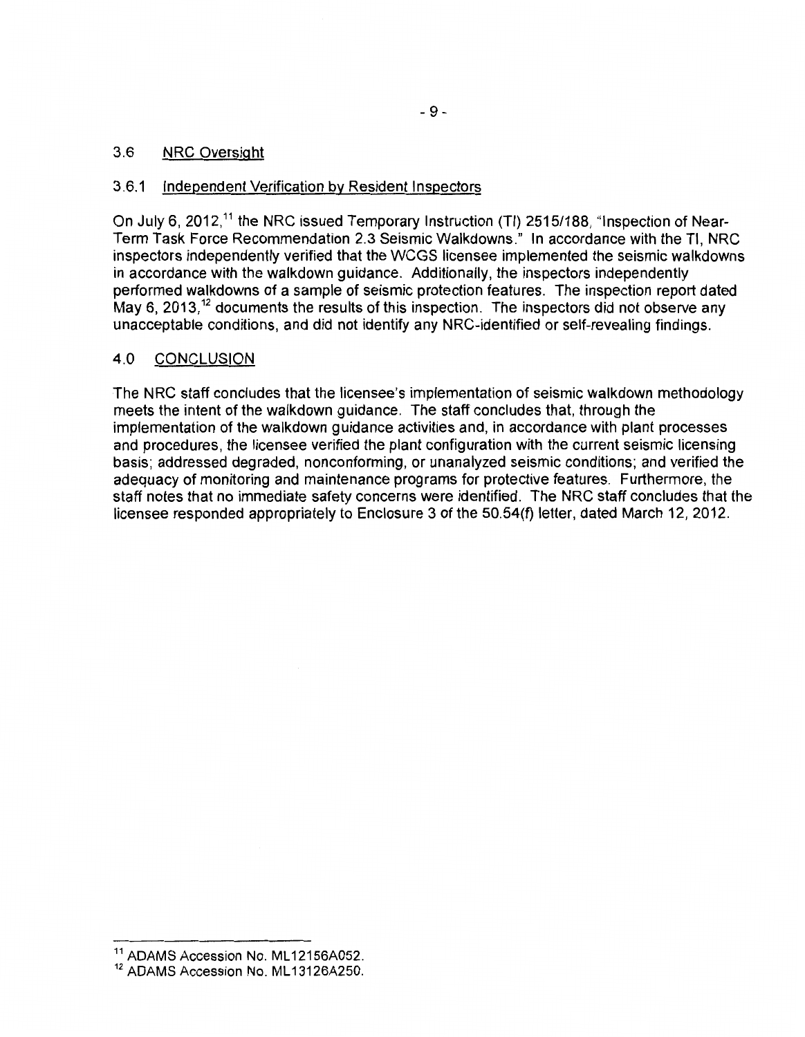### 3.6 NRC Oversight

#### 3.6.1 Independent Verification by Resident Inspectors

On July 6, 2012,[11] the NRC issued Temporary Instruction (TI) 2515/188, "Inspection of Near-Term Task Force Recommendation 2.3 Seismic Walkdowns." In accordance with the TI, NRC inspectors independently verified that the WCGS licensee implemented the seismic walkdowns in accordance with the walkdown guidance. Additionally, the inspectors independently performed walkdowns of a sample of seismic protection features. The inspection report dated May 6, 2013,[12] documents the results of this inspection. The inspectors did not observe any unacceptable conditions, and did not identify any NRC-identified or self-revealing findings.

## 4.0 CONCLUSION

The NRC staff concludes that the licensee's implementation of seismic walkdown methodology meets the intent of the walkdown guidance. The staff concludes that, through the implementation of the walkdown guidance activities and, in accordance with plant processes and procedures, the licensee verified the plant configuration with the current seismic licensing basis; addressed degraded, nonconforming, or unanalyzed seismic conditions; and verified the adequacy of monitoring and maintenance programs for protective features. Furthermore, the staff notes that no immediate safety concerns were identified. The NRC staff concludes that the licensee responded appropriately to Enclosure 3 of the 50.54(f) letter, dated March 12, 2012.

---

[11] ADAMS Accession No. ML12156A052.

[12] ADAMS Accession No. ML13126A250.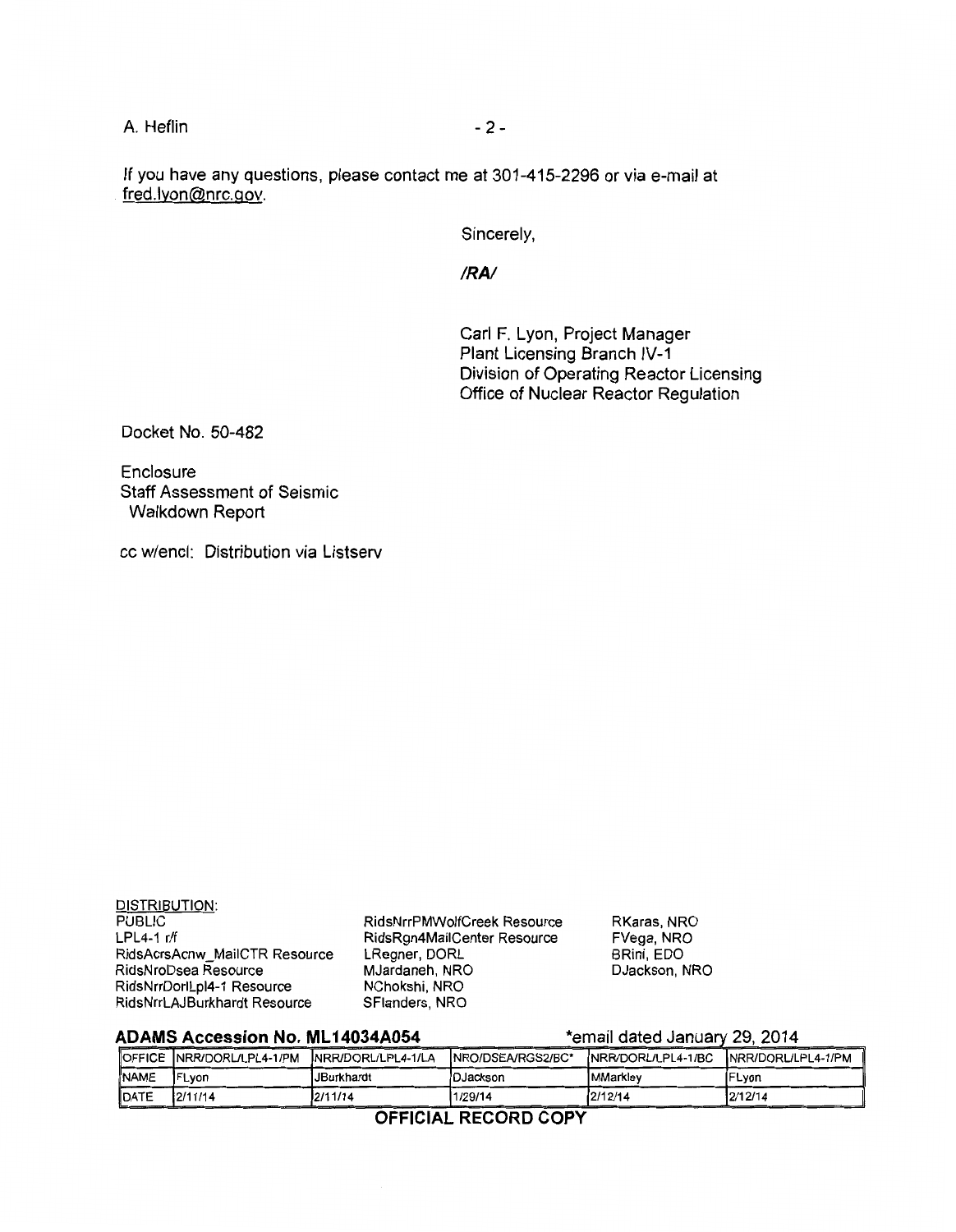If you have any questions, please contact me at 301-415-2296 or via e-mail at fred.lyon@nrc.gov.

Sincerely,

***/RA/***

Carl F. Lyon, Project Manager
Plant Licensing Branch IV-1
Division of Operating Reactor Licensing
Office of Nuclear Reactor Regulation

Docket No. 50-482

Enclosure
Staff Assessment of Seismic
Walkdown Report

cc w/encl: Distribution via Listserv

DISTRIBUTION:
PUBLIC
LPL4-1 r/f
RidsAcrsAcnw_MailCTR Resource
RidsNroDsea Resource
RidsNrrDorlLpl4-1 Resource
RidsNrrLAJBurkhardt Resource
RidsNrrPMWolfCreek Resource
RidsRgn4MailCenter Resource
LRegner, DORL
MJardaneh, NRO
NChokshi, NRO
SFlanders, NRO
RKaras, NRO
FVega, NRO
BRini, EDO
DJackson, NRO

**ADAMS Accession No. ML14034A054** *email dated January 29, 2014

| OFFICE | NRR/DORL/LPL4-1/PM | NRR/DORL/LPL4-1/LA | NRO/DSEA/RGS2/BC* | NRR/DORL/LPL4-1/BC | NRR/DORL/LPL4-1/PM |
|---|---|---|---|---|---|
| NAME | FLyon | JBurkhardt | DJackson | MMarkley | FLyon |
| DATE | 2/11/14 | 2/11/14 | 1/29/14 | 2/12/14 | 2/12/14 |

**OFFICIAL RECORD COPY**